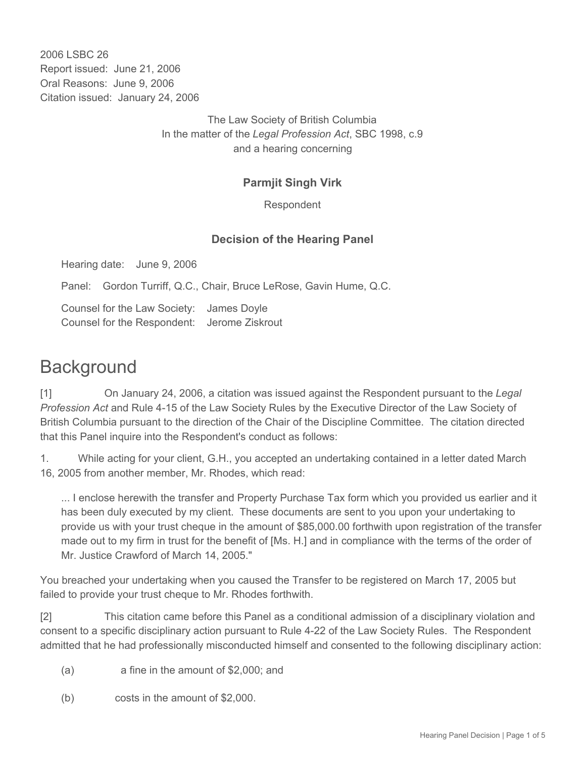2006 LSBC 26
Report issued: June 21, 2006
Oral Reasons: June 9, 2006
Citation issued: January 24, 2006

The Law Society of British Columbia
In the matter of the *Legal Profession Act*, SBC 1998, c.9
and a hearing concerning

**Parmjit Singh Virk**

Respondent

**Decision of the Hearing Panel**

Hearing date: June 9, 2006

Panel: Gordon Turriff, Q.C., Chair, Bruce LeRose, Gavin Hume, Q.C.

Counsel for the Law Society: James Doyle
Counsel for the Respondent: Jerome Ziskrout

# Background

[1] On January 24, 2006, a citation was issued against the Respondent pursuant to the *Legal Profession Act* and Rule 4-15 of the Law Society Rules by the Executive Director of the Law Society of British Columbia pursuant to the direction of the Chair of the Discipline Committee. The citation directed that this Panel inquire into the Respondent's conduct as follows:

1. While acting for your client, G.H., you accepted an undertaking contained in a letter dated March 16, 2005 from another member, Mr. Rhodes, which read:

> ... I enclose herewith the transfer and Property Purchase Tax form which you provided us earlier and it has been duly executed by my client. These documents are sent to you upon your undertaking to provide us with your trust cheque in the amount of $85,000.00 forthwith upon registration of the transfer made out to my firm in trust for the benefit of [Ms. H.] and in compliance with the terms of the order of Mr. Justice Crawford of March 14, 2005."

You breached your undertaking when you caused the Transfer to be registered on March 17, 2005 but failed to provide your trust cheque to Mr. Rhodes forthwith.

[2] This citation came before this Panel as a conditional admission of a disciplinary violation and consent to a specific disciplinary action pursuant to Rule 4-22 of the Law Society Rules. The Respondent admitted that he had professionally misconducted himself and consented to the following disciplinary action:

(a) a fine in the amount of $2,000; and

(b) costs in the amount of $2,000.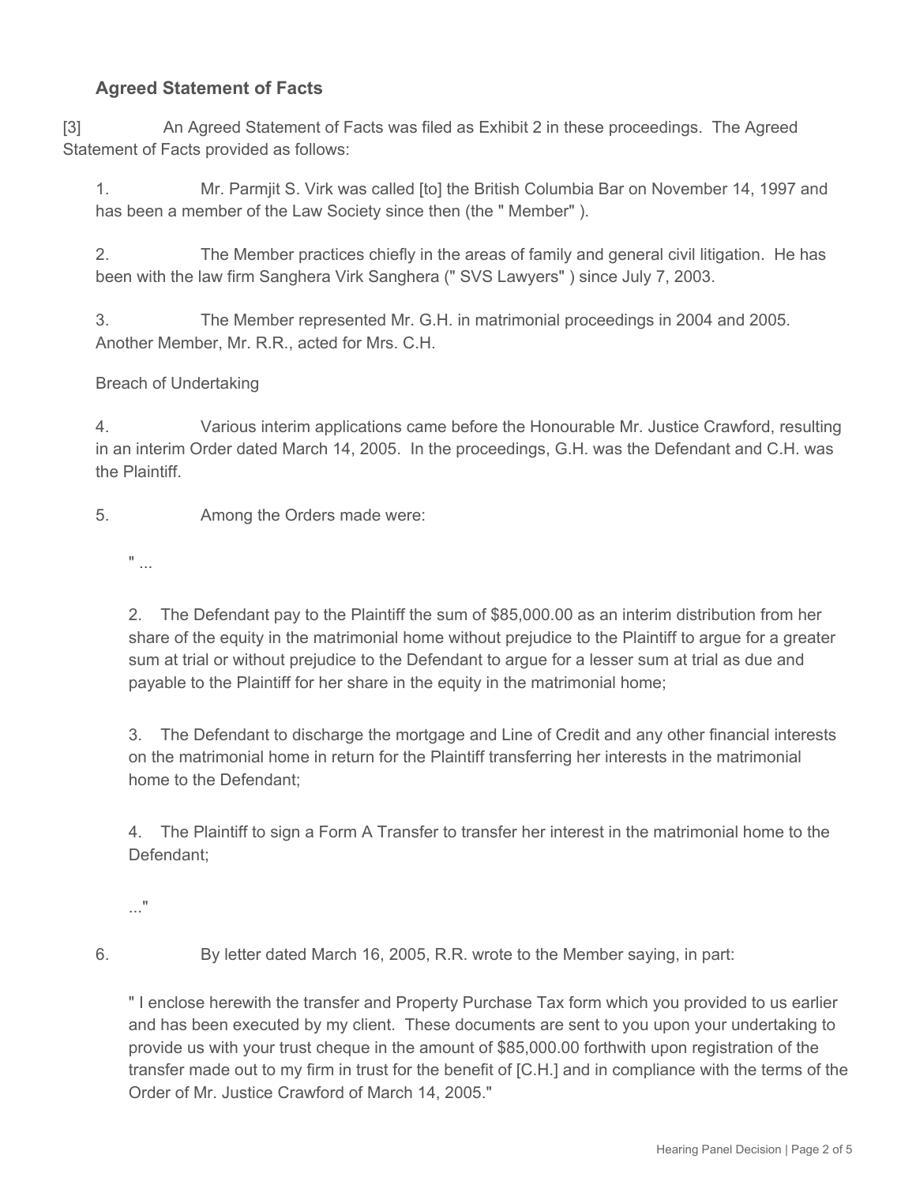## Agreed Statement of Facts

[3] An Agreed Statement of Facts was filed as Exhibit 2 in these proceedings. The Agreed Statement of Facts provided as follows:

> 1. Mr. Parmjit S. Virk was called [to] the British Columbia Bar on November 14, 1997 and has been a member of the Law Society since then (the " Member" ).
>
> 2. The Member practices chiefly in the areas of family and general civil litigation. He has been with the law firm Sanghera Virk Sanghera (" SVS Lawyers" ) since July 7, 2003.
>
> 3. The Member represented Mr. G.H. in matrimonial proceedings in 2004 and 2005. Another Member, Mr. R.R., acted for Mrs. C.H.
>
> Breach of Undertaking
>
> 4. Various interim applications came before the Honourable Mr. Justice Crawford, resulting in an interim Order dated March 14, 2005. In the proceedings, G.H. was the Defendant and C.H. was the Plaintiff.
>
> 5. Among the Orders made were:
>
> > " ...
> >
> > 2. The Defendant pay to the Plaintiff the sum of $85,000.00 as an interim distribution from her share of the equity in the matrimonial home without prejudice to the Plaintiff to argue for a greater sum at trial or without prejudice to the Defendant to argue for a lesser sum at trial as due and payable to the Plaintiff for her share in the equity in the matrimonial home;
> >
> > 3. The Defendant to discharge the mortgage and Line of Credit and any other financial interests on the matrimonial home in return for the Plaintiff transferring her interests in the matrimonial home to the Defendant;
> >
> > 4. The Plaintiff to sign a Form A Transfer to transfer her interest in the matrimonial home to the Defendant;
> >
> > ..."
>
> 6. By letter dated March 16, 2005, R.R. wrote to the Member saying, in part:
>
> > " I enclose herewith the transfer and Property Purchase Tax form which you provided to us earlier and has been executed by my client. These documents are sent to you upon your undertaking to provide us with your trust cheque in the amount of $85,000.00 forthwith upon registration of the transfer made out to my firm in trust for the benefit of [C.H.] and in compliance with the terms of the Order of Mr. Justice Crawford of March 14, 2005."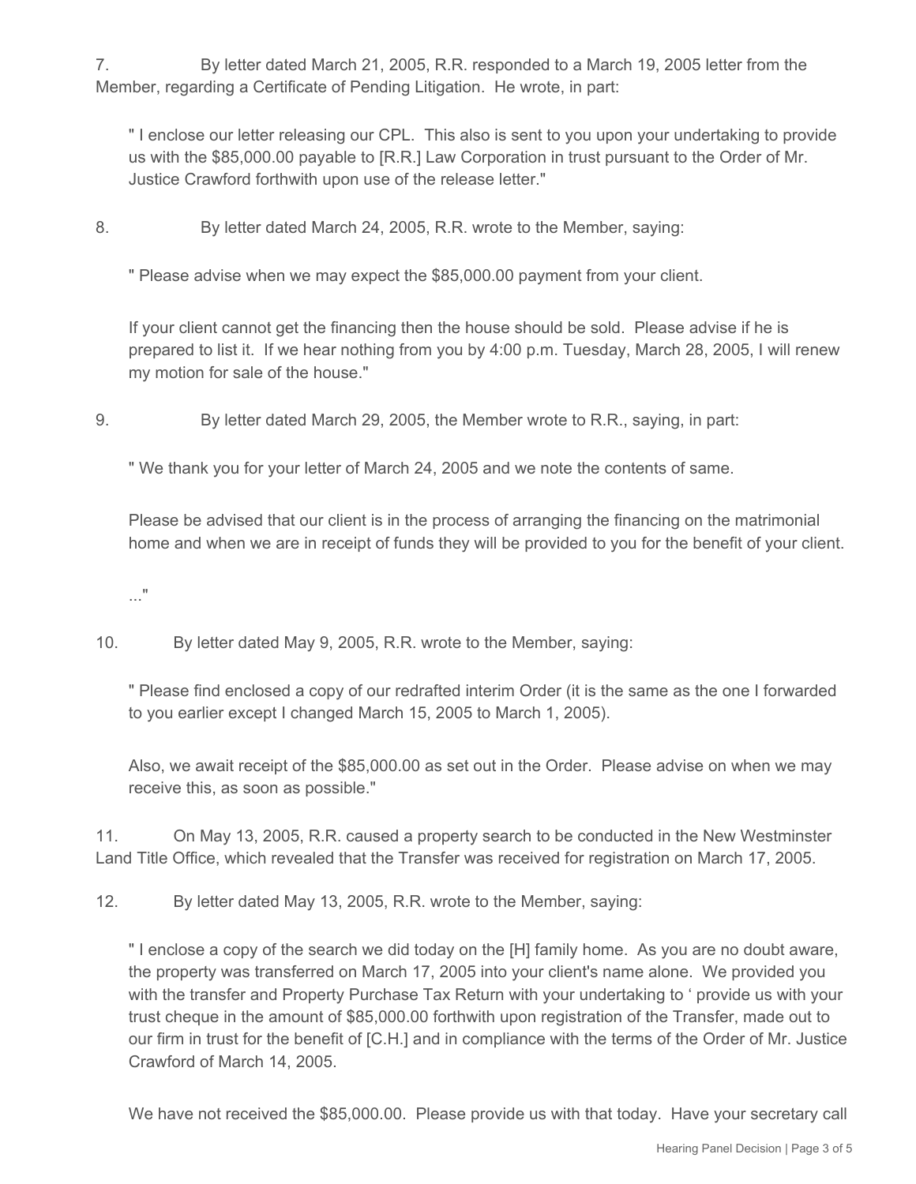7. By letter dated March 21, 2005, R.R. responded to a March 19, 2005 letter from the Member, regarding a Certificate of Pending Litigation. He wrote, in part:

> " I enclose our letter releasing our CPL. This also is sent to you upon your undertaking to provide us with the $85,000.00 payable to [R.R.] Law Corporation in trust pursuant to the Order of Mr. Justice Crawford forthwith upon use of the release letter."

8. By letter dated March 24, 2005, R.R. wrote to the Member, saying:

> " Please advise when we may expect the $85,000.00 payment from your client.
>
> If your client cannot get the financing then the house should be sold. Please advise if he is prepared to list it. If we hear nothing from you by 4:00 p.m. Tuesday, March 28, 2005, I will renew my motion for sale of the house."

9. By letter dated March 29, 2005, the Member wrote to R.R., saying, in part:

> " We thank you for your letter of March 24, 2005 and we note the contents of same.
>
> Please be advised that our client is in the process of arranging the financing on the matrimonial home and when we are in receipt of funds they will be provided to you for the benefit of your client.
>
> ..."

10. By letter dated May 9, 2005, R.R. wrote to the Member, saying:

> " Please find enclosed a copy of our redrafted interim Order (it is the same as the one I forwarded to you earlier except I changed March 15, 2005 to March 1, 2005).
>
> Also, we await receipt of the $85,000.00 as set out in the Order. Please advise on when we may receive this, as soon as possible."

11. On May 13, 2005, R.R. caused a property search to be conducted in the New Westminster Land Title Office, which revealed that the Transfer was received for registration on March 17, 2005.

12. By letter dated May 13, 2005, R.R. wrote to the Member, saying:

> " I enclose a copy of the search we did today on the [H] family home. As you are no doubt aware, the property was transferred on March 17, 2005 into your client's name alone. We provided you with the transfer and Property Purchase Tax Return with your undertaking to ' provide us with your trust cheque in the amount of $85,000.00 forthwith upon registration of the Transfer, made out to our firm in trust for the benefit of [C.H.] and in compliance with the terms of the Order of Mr. Justice Crawford of March 14, 2005.
>
> We have not received the $85,000.00. Please provide us with that today. Have your secretary call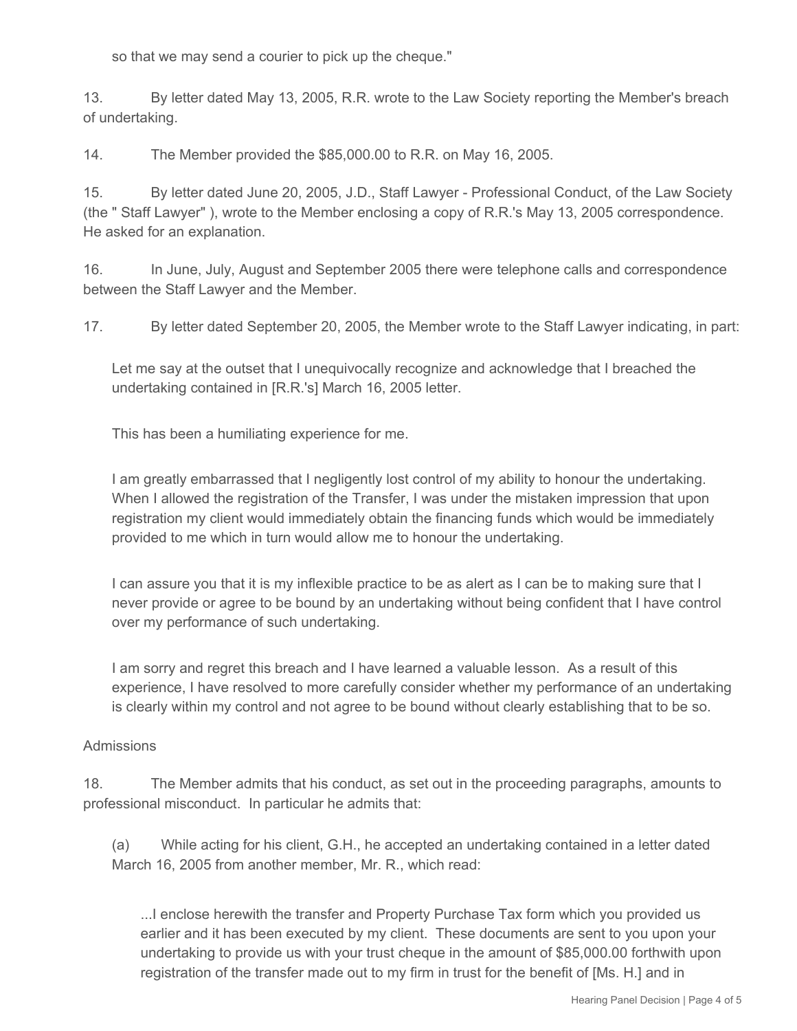so that we may send a courier to pick up the cheque."

13. By letter dated May 13, 2005, R.R. wrote to the Law Society reporting the Member's breach of undertaking.

14. The Member provided the $85,000.00 to R.R. on May 16, 2005.

15. By letter dated June 20, 2005, J.D., Staff Lawyer - Professional Conduct, of the Law Society (the " Staff Lawyer" ), wrote to the Member enclosing a copy of R.R.'s May 13, 2005 correspondence. He asked for an explanation.

16. In June, July, August and September 2005 there were telephone calls and correspondence between the Staff Lawyer and the Member.

17. By letter dated September 20, 2005, the Member wrote to the Staff Lawyer indicating, in part:

> Let me say at the outset that I unequivocally recognize and acknowledge that I breached the undertaking contained in [R.R.'s] March 16, 2005 letter.
>
> This has been a humiliating experience for me.
>
> I am greatly embarrassed that I negligently lost control of my ability to honour the undertaking. When I allowed the registration of the Transfer, I was under the mistaken impression that upon registration my client would immediately obtain the financing funds which would be immediately provided to me which in turn would allow me to honour the undertaking.
>
> I can assure you that it is my inflexible practice to be as alert as I can be to making sure that I never provide or agree to be bound by an undertaking without being confident that I have control over my performance of such undertaking.
>
> I am sorry and regret this breach and I have learned a valuable lesson. As a result of this experience, I have resolved to more carefully consider whether my performance of an undertaking is clearly within my control and not agree to be bound without clearly establishing that to be so.

Admissions

18. The Member admits that his conduct, as set out in the proceeding paragraphs, amounts to professional misconduct. In particular he admits that:

(a) While acting for his client, G.H., he accepted an undertaking contained in a letter dated March 16, 2005 from another member, Mr. R., which read:

> ...I enclose herewith the transfer and Property Purchase Tax form which you provided us earlier and it has been executed by my client. These documents are sent to you upon your undertaking to provide us with your trust cheque in the amount of $85,000.00 forthwith upon registration of the transfer made out to my firm in trust for the benefit of [Ms. H.] and in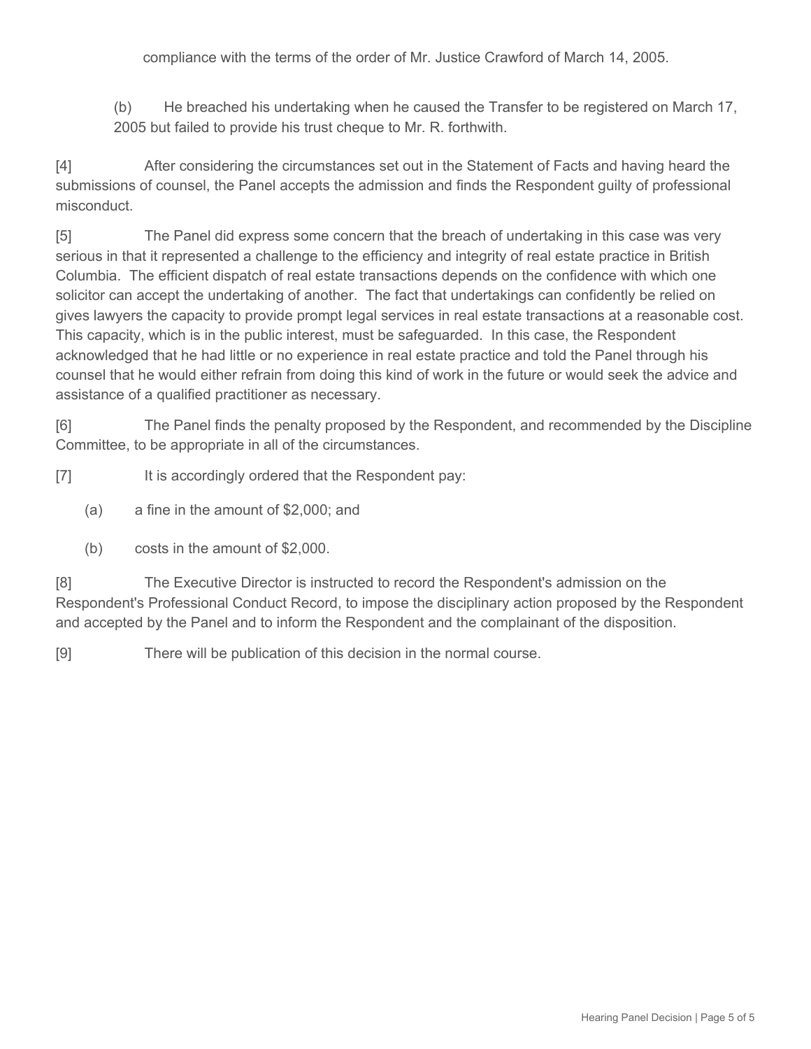compliance with the terms of the order of Mr. Justice Crawford of March 14, 2005.

(b) He breached his undertaking when he caused the Transfer to be registered on March 17, 2005 but failed to provide his trust cheque to Mr. R. forthwith.

[4] After considering the circumstances set out in the Statement of Facts and having heard the submissions of counsel, the Panel accepts the admission and finds the Respondent guilty of professional misconduct.

[5] The Panel did express some concern that the breach of undertaking in this case was very serious in that it represented a challenge to the efficiency and integrity of real estate practice in British Columbia. The efficient dispatch of real estate transactions depends on the confidence with which one solicitor can accept the undertaking of another. The fact that undertakings can confidently be relied on gives lawyers the capacity to provide prompt legal services in real estate transactions at a reasonable cost. This capacity, which is in the public interest, must be safeguarded. In this case, the Respondent acknowledged that he had little or no experience in real estate practice and told the Panel through his counsel that he would either refrain from doing this kind of work in the future or would seek the advice and assistance of a qualified practitioner as necessary.

[6] The Panel finds the penalty proposed by the Respondent, and recommended by the Discipline Committee, to be appropriate in all of the circumstances.

[7] It is accordingly ordered that the Respondent pay:

(a) a fine in the amount of $2,000; and

(b) costs in the amount of $2,000.

[8] The Executive Director is instructed to record the Respondent's admission on the Respondent's Professional Conduct Record, to impose the disciplinary action proposed by the Respondent and accepted by the Panel and to inform the Respondent and the complainant of the disposition.

[9] There will be publication of this decision in the normal course.